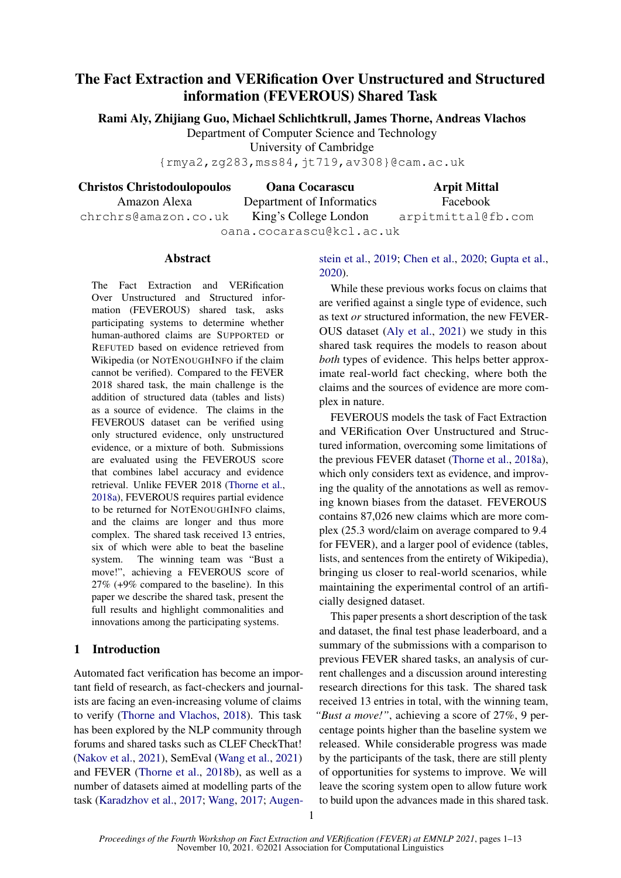# The Fact Extraction and VERification Over Unstructured and Structured information (FEVEROUS) Shared Task

**Rami Aly, Zhijiang Guo, Michael Schlichtkrull, James Thorne, Andreas Vlachos**
Department of Computer Science and Technology
University of Cambridge
{rmya2,zg283,mss84,jt719,av308}@cam.ac.uk

**Christos Christodoulopoulos**
Amazon Alexa
chrchrs@amazon.co.uk

**Oana Cocarascu**
Department of Informatics
King's College London
oana.cocarascu@kcl.ac.uk

**Arpit Mittal**
Facebook
arpitmittal@fb.com

## Abstract

The Fact Extraction and VERification Over Unstructured and Structured information (FEVEROUS) shared task, asks participating systems to determine whether human-authored claims are SUPPORTED or REFUTED based on evidence retrieved from Wikipedia (or NOTENOUGHINFO if the claim cannot be verified). Compared to the FEVER 2018 shared task, the main challenge is the addition of structured data (tables and lists) as a source of evidence. The claims in the FEVEROUS dataset can be verified using only structured evidence, only unstructured evidence, or a mixture of both. Submissions are evaluated using the FEVEROUS score that combines label accuracy and evidence retrieval. Unlike FEVER 2018 (Thorne et al., 2018a), FEVEROUS requires partial evidence to be returned for NOTENOUGHINFO claims, and the claims are longer and thus more complex. The shared task received 13 entries, six of which were able to beat the baseline system. The winning team was "Bust a move!", achieving a FEVEROUS score of 27% (+9% compared to the baseline). In this paper we describe the shared task, present the full results and highlight commonalities and innovations among the participating systems.

## 1 Introduction

Automated fact verification has become an important field of research, as fact-checkers and journalists are facing an even-increasing volume of claims to verify (Thorne and Vlachos, 2018). This task has been explored by the NLP community through forums and shared tasks such as CLEF CheckThat! (Nakov et al., 2021), SemEval (Wang et al., 2021) and FEVER (Thorne et al., 2018b), as well as a number of datasets aimed at modelling parts of the task (Karadzhov et al., 2017; Wang, 2017; Augenstein et al., 2019; Chen et al., 2020; Gupta et al., 2020).

While these previous works focus on claims that are verified against a single type of evidence, such as text *or* structured information, the new FEVEROUS dataset (Aly et al., 2021) we study in this shared task requires the models to reason about *both* types of evidence. This helps better approximate real-world fact checking, where both the claims and the sources of evidence are more complex in nature.

FEVEROUS models the task of Fact Extraction and VERification Over Unstructured and Structured information, overcoming some limitations of the previous FEVER dataset (Thorne et al., 2018a), which only considers text as evidence, and improving the quality of the annotations as well as removing known biases from the dataset. FEVEROUS contains 87,026 new claims which are more complex (25.3 word/claim on average compared to 9.4 for FEVER), and a larger pool of evidence (tables, lists, and sentences from the entirety of Wikipedia), bringing us closer to real-world scenarios, while maintaining the experimental control of an artificially designed dataset.

This paper presents a short description of the task and dataset, the final test phase leaderboard, and a summary of the submissions with a comparison to previous FEVER shared tasks, an analysis of current challenges and a discussion around interesting research directions for this task. The shared task received 13 entries in total, with the winning team, *"Bust a move!"*, achieving a score of 27%, 9 percentage points higher than the baseline system we released. While considerable progress was made by the participants of the task, there are still plenty of opportunities for systems to improve. We will leave the scoring system open to allow future work to build upon the advances made in this shared task.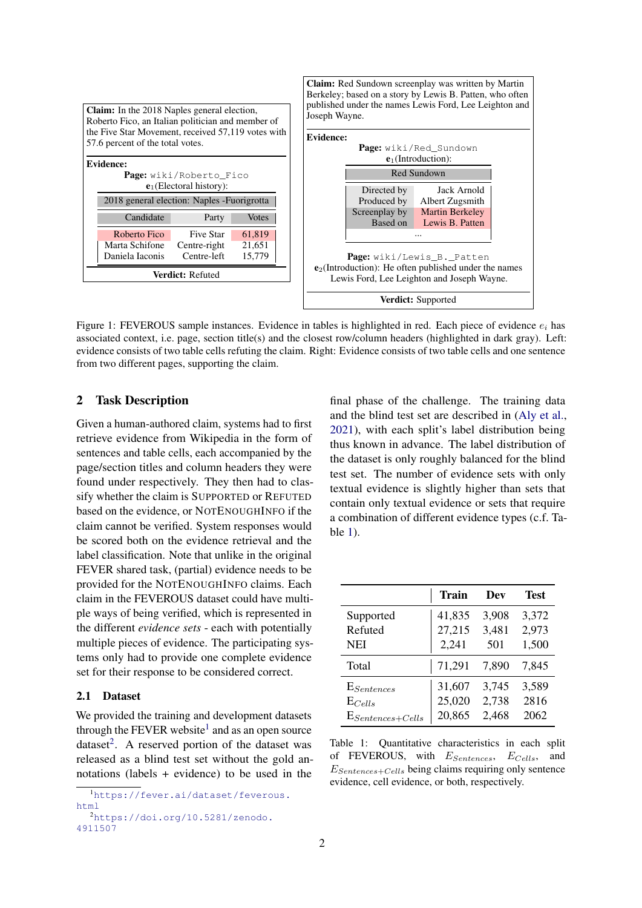**Claim:** In the 2018 Naples general election, Roberto Fico, an Italian politician and member of the Five Star Movement, received 57,119 votes with 57.6 percent of the total votes.

**Evidence:**

**Page:** `wiki/Roberto_Fico`

$\mathbf{e}_1$(Electoral history):

| 2018 general election: Naples -Fuorigrotta | | |
|---|---|---|
| Candidate | Party | Votes |
| Roberto Fico | Five Star | 61,819 |
| Marta Schifone | Centre-right | 21,651 |
| Daniela Iaconis | Centre-left | 15,779 |

**Verdict:** Refuted

**Claim:** Red Sundown screenplay was written by Martin Berkeley; based on a story by Lewis B. Patten, who often published under the names Lewis Ford, Lee Leighton and Joseph Wayne.

**Evidence:**

**Page:** `wiki/Red_Sundown`

$\mathbf{e}_1$(Introduction):

| Red Sundown | |
|---|---|
| Directed by | Jack Arnold |
| Produced by | Albert Zugsmith |
| Screenplay by | Martin Berkeley |
| Based on | Lewis B. Patten |
| ... | |

**Page:** `wiki/Lewis_B._Patten`

$\mathbf{e}_2$(Introduction): He often published under the names Lewis Ford, Lee Leighton and Joseph Wayne.

**Verdict:** Supported

Figure 1: FEVEROUS sample instances. Evidence in tables is highlighted in red. Each piece of evidence $e_i$ has associated context, i.e. page, section title(s) and the closest row/column headers (highlighted in dark gray). Left: evidence consists of two table cells refuting the claim. Right: Evidence consists of two table cells and one sentence from two different pages, supporting the claim.

## 2 Task Description

Given a human-authored claim, systems had to first retrieve evidence from Wikipedia in the form of sentences and table cells, each accompanied by the page/section titles and column headers they were found under respectively. They then had to classify whether the claim is SUPPORTED or REFUTED based on the evidence, or NOTENOUGHINFO if the claim cannot be verified. System responses would be scored both on the evidence retrieval and the label classification. Note that unlike in the original FEVER shared task, (partial) evidence needs to be provided for the NOTENOUGHINFO claims. Each claim in the FEVEROUS dataset could have multiple ways of being verified, which is represented in the different *evidence sets* - each with potentially multiple pieces of evidence. The participating systems only had to provide one complete evidence set for their response to be considered correct.

### 2.1 Dataset

We provided the training and development datasets through the FEVER website[1] and as an open source dataset[2]. A reserved portion of the dataset was released as a blind test set without the gold annotations (labels + evidence) to be used in the final phase of the challenge. The training data and the blind test set are described in (Aly et al., 2021), with each split's label distribution being thus known in advance. The label distribution of the dataset is only roughly balanced for the blind test set. The number of evidence sets with only textual evidence is slightly higher than sets that contain only textual evidence or sets that require a combination of different evidence types (c.f. Table 1).

| | **Train** | **Dev** | **Test** |
|---|---|---|---|
| Supported | 41,835 | 3,908 | 3,372 |
| Refuted | 27,215 | 3,481 | 2,973 |
| NEI | 2,241 | 501 | 1,500 |
| Total | 71,291 | 7,890 | 7,845 |
| $E_{Sentences}$ | 31,607 | 3,745 | 3,589 |
| $E_{Cells}$ | 25,020 | 2,738 | 2816 |
| $E_{Sentences+Cells}$ | 20,865 | 2,468 | 2062 |

Table 1: Quantitative characteristics in each split of FEVEROUS, with $E_{Sentences}$, $E_{Cells}$, and $E_{Sentences+Cells}$ being claims requiring only sentence evidence, cell evidence, or both, respectively.

[1] https://fever.ai/dataset/feverous.html

[2] https://doi.org/10.5281/zenodo.4911507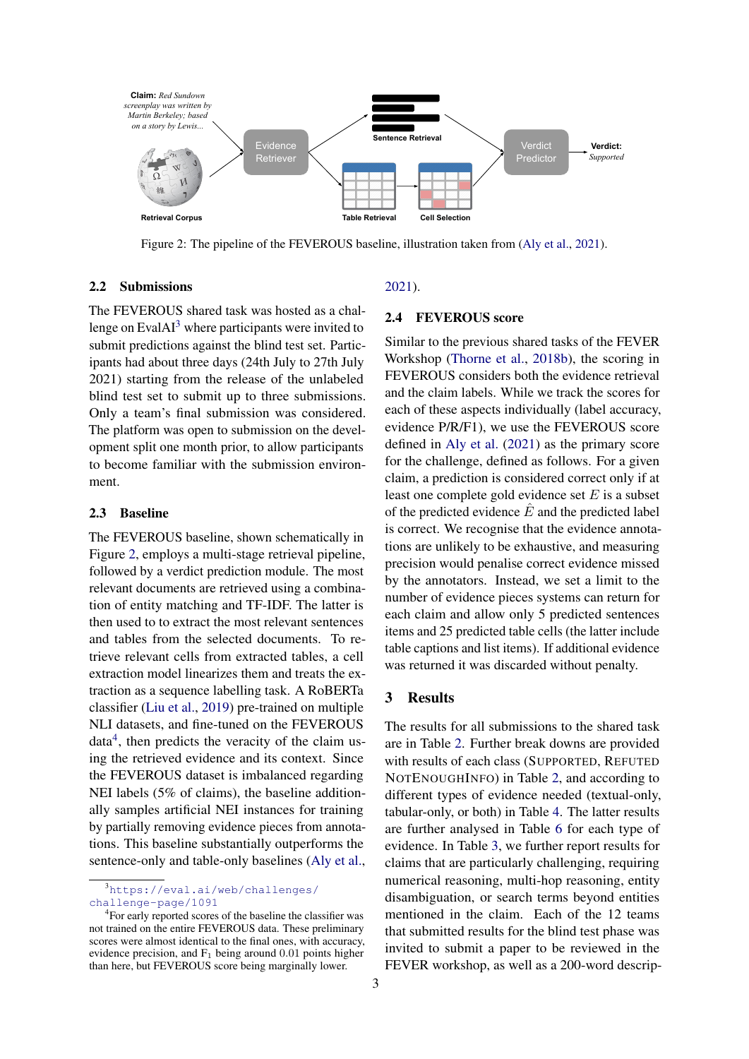Figure 2: The pipeline of the FEVEROUS baseline, illustration taken from (Aly et al., 2021).

### 2.2 Submissions

The FEVEROUS shared task was hosted as a challenge on EvalAI[3] where participants were invited to submit predictions against the blind test set. Participants had about three days (24th July to 27th July 2021) starting from the release of the unlabeled blind test set to submit up to three submissions. Only a team's final submission was considered. The platform was open to submission on the development split one month prior, to allow participants to become familiar with the submission environment.

### 2.3 Baseline

The FEVEROUS baseline, shown schematically in Figure 2, employs a multi-stage retrieval pipeline, followed by a verdict prediction module. The most relevant documents are retrieved using a combination of entity matching and TF-IDF. The latter is then used to to extract the most relevant sentences and tables from the selected documents. To retrieve relevant cells from extracted tables, a cell extraction model linearizes them and treats the extraction as a sequence labelling task. A RoBERTa classifier (Liu et al., 2019) pre-trained on multiple NLI datasets, and fine-tuned on the FEVEROUS data[4], then predicts the veracity of the claim using the retrieved evidence and its context. Since the FEVEROUS dataset is imbalanced regarding NEI labels (5% of claims), the baseline additionally samples artificial NEI instances for training by partially removing evidence pieces from annotations. This baseline substantially outperforms the sentence-only and table-only baselines (Aly et al., 2021).

### 2.4 FEVEROUS score

Similar to the previous shared tasks of the FEVER Workshop (Thorne et al., 2018b), the scoring in FEVEROUS considers both the evidence retrieval and the claim labels. While we track the scores for each of these aspects individually (label accuracy, evidence P/R/F1), we use the FEVEROUS score defined in Aly et al. (2021) as the primary score for the challenge, defined as follows. For a given claim, a prediction is considered correct only if at least one complete gold evidence set $E$ is a subset of the predicted evidence $\hat{E}$ and the predicted label is correct. We recognise that the evidence annotations are unlikely to be exhaustive, and measuring precision would penalise correct evidence missed by the annotators. Instead, we set a limit to the number of evidence pieces systems can return for each claim and allow only 5 predicted sentences items and 25 predicted table cells (the latter include table captions and list items). If additional evidence was returned it was discarded without penalty.

## 3 Results

The results for all submissions to the shared task are in Table 2. Further break downs are provided with results of each class (SUPPORTED, REFUTED NOTENOUGHINFO) in Table 2, and according to different types of evidence needed (textual-only, tabular-only, or both) in Table 4. The latter results are further analysed in Table 6 for each type of evidence. In Table 3, we further report results for claims that are particularly challenging, requiring numerical reasoning, multi-hop reasoning, entity disambiguation, or search terms beyond entities mentioned in the claim. Each of the 12 teams that submitted results for the blind test phase was invited to submit a paper to be reviewed in the FEVER workshop, as well as a 200-word descrip-

[3] https://eval.ai/web/challenges/challenge-page/1091

[4] For early reported scores of the baseline the classifier was not trained on the entire FEVEROUS data. These preliminary scores were almost identical to the final ones, with accuracy, evidence precision, and $F_1$ being around 0.01 points higher than here, but FEVEROUS score being marginally lower.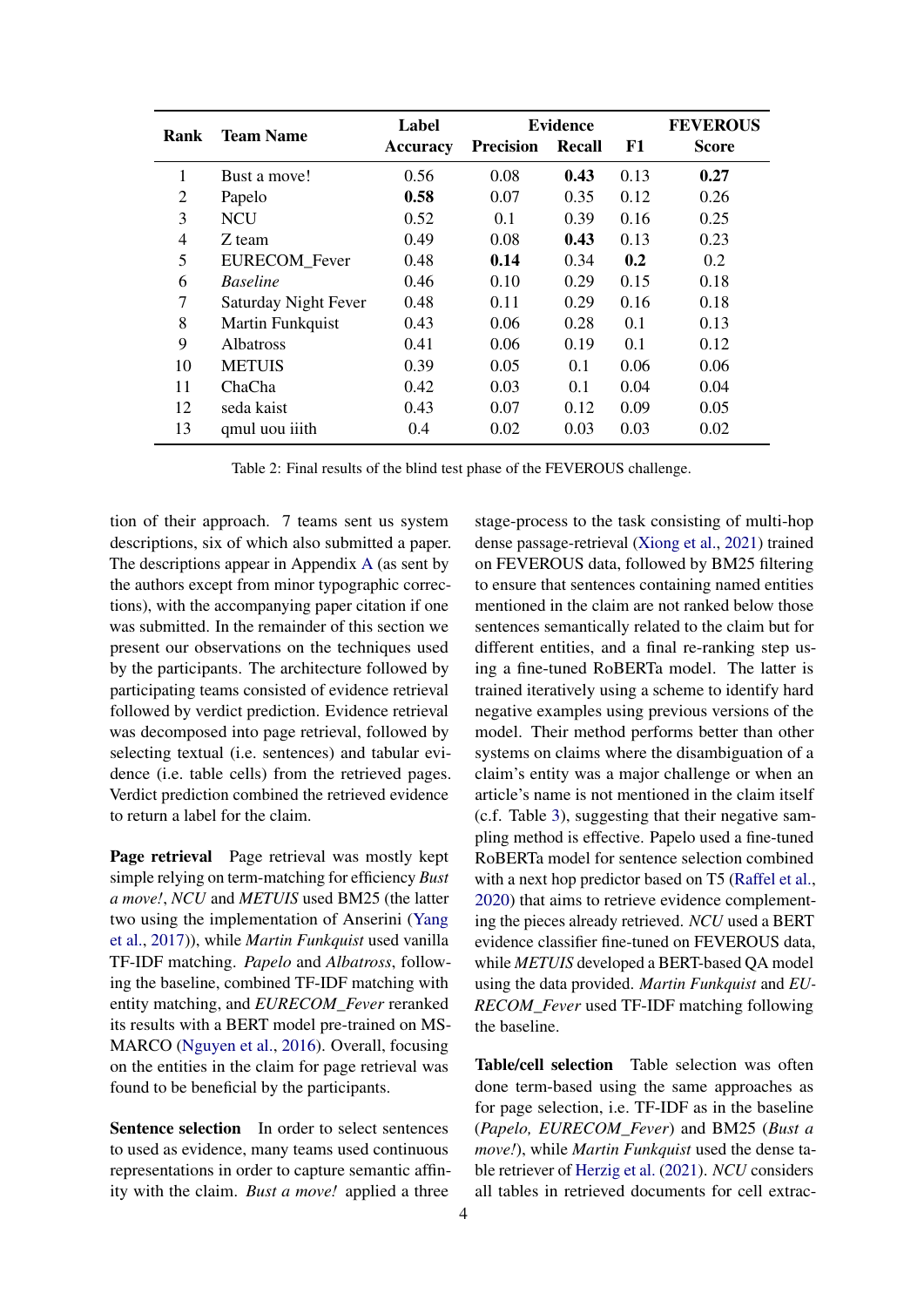| Rank | Team Name | Label Accuracy | Evidence | | | FEVEROUS Score |
|---|---|---|---|---|---|---|
| | | | Precision | Recall | F1 | |
| 1 | Bust a move! | 0.56 | 0.08 | **0.43** | 0.13 | **0.27** |
| 2 | Papelo | **0.58** | 0.07 | 0.35 | 0.12 | 0.26 |
| 3 | NCU | 0.52 | 0.1 | 0.39 | 0.16 | 0.25 |
| 4 | Z team | 0.49 | 0.08 | **0.43** | 0.13 | 0.23 |
| 5 | EURECOM_Fever | 0.48 | **0.14** | 0.34 | **0.2** | 0.2 |
| 6 | *Baseline* | 0.46 | 0.10 | 0.29 | 0.15 | 0.18 |
| 7 | Saturday Night Fever | 0.48 | 0.11 | 0.29 | 0.16 | 0.18 |
| 8 | Martin Funkquist | 0.43 | 0.06 | 0.28 | 0.1 | 0.13 |
| 9 | Albatross | 0.41 | 0.06 | 0.19 | 0.1 | 0.12 |
| 10 | METUIS | 0.39 | 0.05 | 0.1 | 0.06 | 0.06 |
| 11 | ChaCha | 0.42 | 0.03 | 0.1 | 0.04 | 0.04 |
| 12 | seda kaist | 0.43 | 0.07 | 0.12 | 0.09 | 0.05 |
| 13 | qmul uou iiith | 0.4 | 0.02 | 0.03 | 0.03 | 0.02 |

Table 2: Final results of the blind test phase of the FEVEROUS challenge.

tion of their approach. 7 teams sent us system descriptions, six of which also submitted a paper. The descriptions appear in Appendix A (as sent by the authors except from minor typographic corrections), with the accompanying paper citation if one was submitted. In the remainder of this section we present our observations on the techniques used by the participants. The architecture followed by participating teams consisted of evidence retrieval followed by verdict prediction. Evidence retrieval was decomposed into page retrieval, followed by selecting textual (i.e. sentences) and tabular evidence (i.e. table cells) from the retrieved pages. Verdict prediction combined the retrieved evidence to return a label for the claim.

**Page retrieval** Page retrieval was mostly kept simple relying on term-matching for efficiency *Bust a move!*, *NCU* and *METUIS* used BM25 (the latter two using the implementation of Anserini (Yang et al., 2017)), while *Martin Funkquist* used vanilla TF-IDF matching. *Papelo* and *Albatross*, following the baseline, combined TF-IDF matching with entity matching, and *EURECOM_Fever* reranked its results with a BERT model pre-trained on MS-MARCO (Nguyen et al., 2016). Overall, focusing on the entities in the claim for page retrieval was found to be beneficial by the participants.

**Sentence selection** In order to select sentences to used as evidence, many teams used continuous representations in order to capture semantic affinity with the claim. *Bust a move!* applied a three stage-process to the task consisting of multi-hop dense passage-retrieval (Xiong et al., 2021) trained on FEVEROUS data, followed by BM25 filtering to ensure that sentences containing named entities mentioned in the claim are not ranked below those sentences semantically related to the claim but for different entities, and a final re-ranking step using a fine-tuned RoBERTa model. The latter is trained iteratively using a scheme to identify hard negative examples using previous versions of the model. Their method performs better than other systems on claims where the disambiguation of a claim's entity was a major challenge or when an article's name is not mentioned in the claim itself (c.f. Table 3), suggesting that their negative sampling method is effective. Papelo used a fine-tuned RoBERTa model for sentence selection combined with a next hop predictor based on T5 (Raffel et al., 2020) that aims to retrieve evidence complementing the pieces already retrieved. *NCU* used a BERT evidence classifier fine-tuned on FEVEROUS data, while *METUIS* developed a BERT-based QA model using the data provided. *Martin Funkquist* and *EURECOM_Fever* used TF-IDF matching following the baseline.

**Table/cell selection** Table selection was often done term-based using the same approaches as for page selection, i.e. TF-IDF as in the baseline (*Papelo, EURECOM_Fever*) and BM25 (*Bust a move!*), while *Martin Funkquist* used the dense table retriever of Herzig et al. (2021). *NCU* considers all tables in retrieved documents for cell extrac-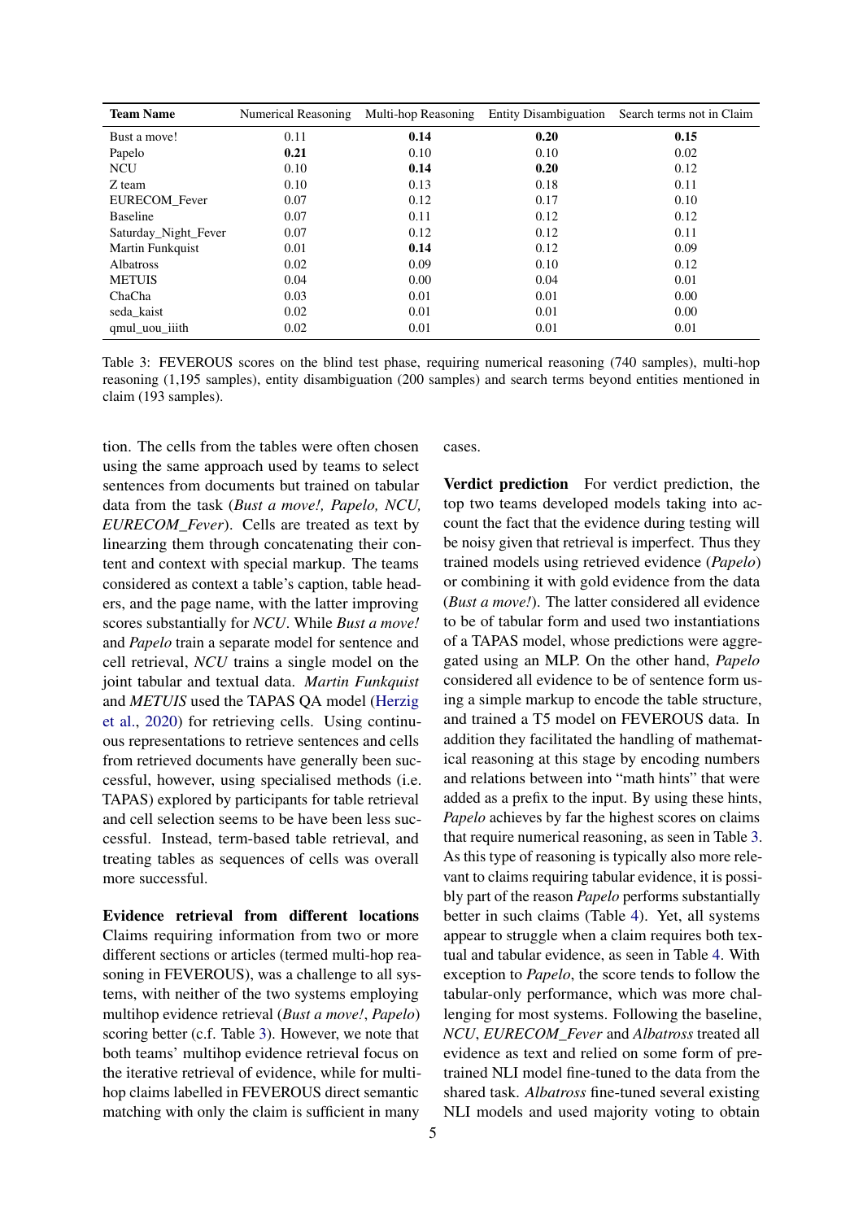| **Team Name** | Numerical Reasoning | Multi-hop Reasoning | Entity Disambiguation | Search terms not in Claim |
|---|---|---|---|---|
| Bust a move! | 0.11 | **0.14** | **0.20** | **0.15** |
| Papelo | **0.21** | 0.10 | 0.10 | 0.02 |
| NCU | 0.10 | **0.14** | **0.20** | 0.12 |
| Z team | 0.10 | 0.13 | 0.18 | 0.11 |
| EURECOM_Fever | 0.07 | 0.12 | 0.17 | 0.10 |
| Baseline | 0.07 | 0.11 | 0.12 | 0.12 |
| Saturday_Night_Fever | 0.07 | 0.12 | 0.12 | 0.11 |
| Martin Funkquist | 0.01 | **0.14** | 0.12 | 0.09 |
| Albatross | 0.02 | 0.09 | 0.10 | 0.12 |
| METUIS | 0.04 | 0.00 | 0.04 | 0.01 |
| ChaCha | 0.03 | 0.01 | 0.01 | 0.00 |
| seda_kaist | 0.02 | 0.01 | 0.01 | 0.00 |
| qmul_uou_iiith | 0.02 | 0.01 | 0.01 | 0.01 |

Table 3: FEVEROUS scores on the blind test phase, requiring numerical reasoning (740 samples), multi-hop reasoning (1,195 samples), entity disambiguation (200 samples) and search terms beyond entities mentioned in claim (193 samples).

tion. The cells from the tables were often chosen using the same approach used by teams to select sentences from documents but trained on tabular data from the task (*Bust a move!, Papelo, NCU, EURECOM_Fever*). Cells are treated as text by linearzing them through concatenating their content and context with special markup. The teams considered as context a table's caption, table headers, and the page name, with the latter improving scores substantially for *NCU*. While *Bust a move!* and *Papelo* train a separate model for sentence and cell retrieval, *NCU* trains a single model on the joint tabular and textual data. *Martin Funkquist* and *METUIS* used the TAPAS QA model (Herzig et al., 2020) for retrieving cells. Using continuous representations to retrieve sentences and cells from retrieved documents have generally been successful, however, using specialised methods (i.e. TAPAS) explored by participants for table retrieval and cell selection seems to be have been less successful. Instead, term-based table retrieval, and treating tables as sequences of cells was overall more successful.

**Evidence retrieval from different locations** Claims requiring information from two or more different sections or articles (termed multi-hop reasoning in FEVEROUS), was a challenge to all systems, with neither of the two systems employing multihop evidence retrieval (*Bust a move!*, *Papelo*) scoring better (c.f. Table 3). However, we note that both teams' multihop evidence retrieval focus on the iterative retrieval of evidence, while for multi-hop claims labelled in FEVEROUS direct semantic matching with only the claim is sufficient in many cases.

**Verdict prediction** For verdict prediction, the top two teams developed models taking into account the fact that the evidence during testing will be noisy given that retrieval is imperfect. Thus they trained models using retrieved evidence (*Papelo*) or combining it with gold evidence from the data (*Bust a move!*). The latter considered all evidence to be of tabular form and used two instantiations of a TAPAS model, whose predictions were aggregated using an MLP. On the other hand, *Papelo* considered all evidence to be of sentence form using a simple markup to encode the table structure, and trained a T5 model on FEVEROUS data. In addition they facilitated the handling of mathematical reasoning at this stage by encoding numbers and relations between into "math hints" that were added as a prefix to the input. By using these hints, *Papelo* achieves by far the highest scores on claims that require numerical reasoning, as seen in Table 3. As this type of reasoning is typically also more relevant to claims requiring tabular evidence, it is possibly part of the reason *Papelo* performs substantially better in such claims (Table 4). Yet, all systems appear to struggle when a claim requires both textual and tabular evidence, as seen in Table 4. With exception to *Papelo*, the score tends to follow the tabular-only performance, which was more challenging for most systems. Following the baseline, *NCU*, *EURECOM_Fever* and *Albatross* treated all evidence as text and relied on some form of pre-trained NLI model fine-tuned to the data from the shared task. *Albatross* fine-tuned several existing NLI models and used majority voting to obtain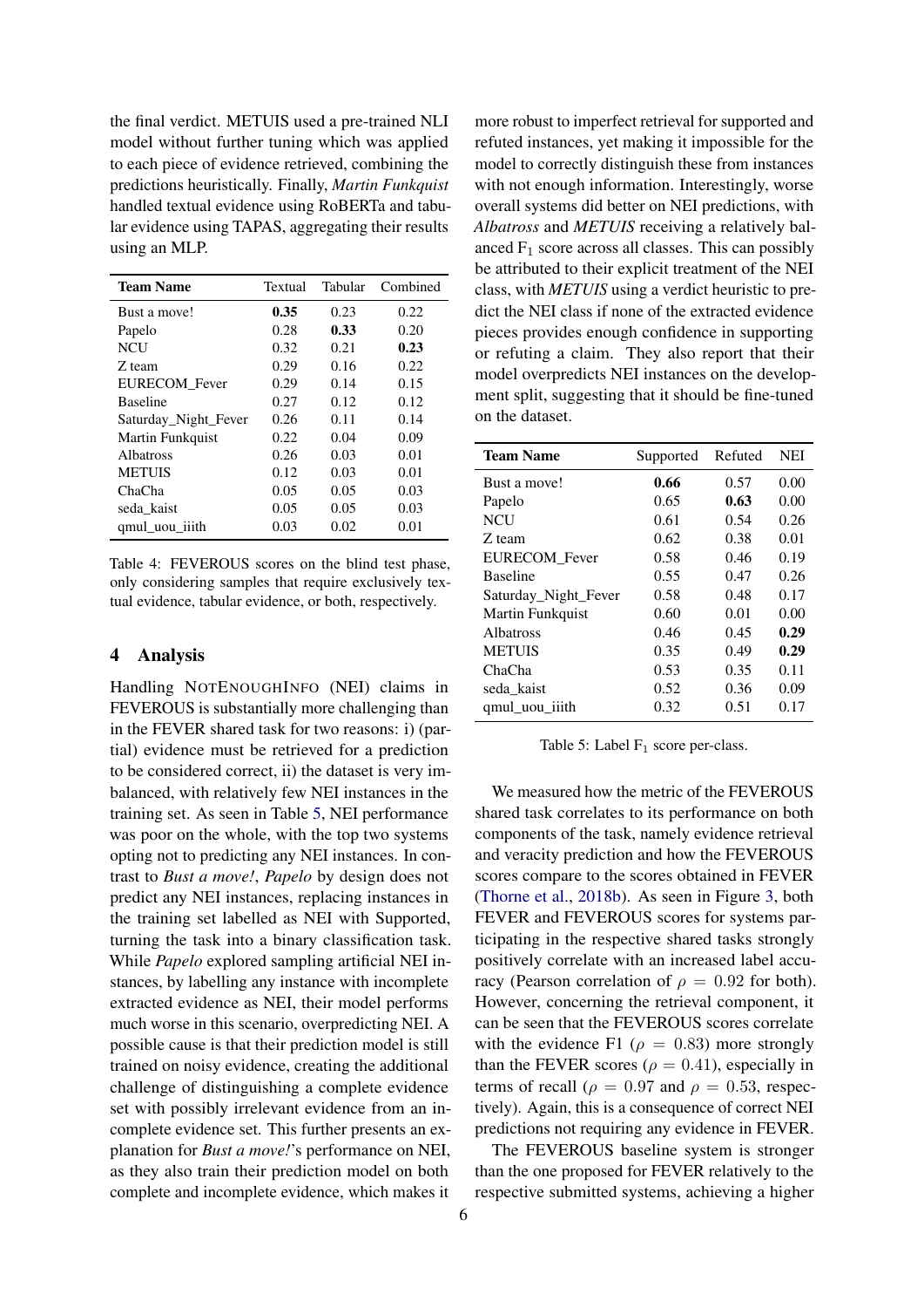the final verdict. METUIS used a pre-trained NLI model without further tuning which was applied to each piece of evidence retrieved, combining the predictions heuristically. Finally, *Martin Funkquist* handled textual evidence using RoBERTa and tabular evidence using TAPAS, aggregating their results using an MLP.

| Team Name | Textual | Tabular | Combined |
|---|---|---|---|
| Bust a move! | **0.35** | 0.23 | 0.22 |
| Papelo | 0.28 | **0.33** | 0.20 |
| NCU | 0.32 | 0.21 | **0.23** |
| Z team | 0.29 | 0.16 | 0.22 |
| EURECOM_Fever | 0.29 | 0.14 | 0.15 |
| Baseline | 0.27 | 0.12 | 0.12 |
| Saturday_Night_Fever | 0.26 | 0.11 | 0.14 |
| Martin Funkquist | 0.22 | 0.04 | 0.09 |
| Albatross | 0.26 | 0.03 | 0.01 |
| METUIS | 0.12 | 0.03 | 0.01 |
| ChaCha | 0.05 | 0.05 | 0.03 |
| seda_kaist | 0.05 | 0.05 | 0.03 |
| qmul_uou_iiith | 0.03 | 0.02 | 0.01 |

Table 4: FEVEROUS scores on the blind test phase, only considering samples that require exclusively textual evidence, tabular evidence, or both, respectively.

## 4 Analysis

Handling NOTENOUGHINFO (NEI) claims in FEVEROUS is substantially more challenging than in the FEVER shared task for two reasons: i) (partial) evidence must be retrieved for a prediction to be considered correct, ii) the dataset is very imbalanced, with relatively few NEI instances in the training set. As seen in Table 5, NEI performance was poor on the whole, with the top two systems opting not to predicting any NEI instances. In contrast to *Bust a move!*, *Papelo* by design does not predict any NEI instances, replacing instances in the training set labelled as NEI with Supported, turning the task into a binary classification task. While *Papelo* explored sampling artificial NEI instances, by labelling any instance with incomplete extracted evidence as NEI, their model performs much worse in this scenario, overpredicting NEI. A possible cause is that their prediction model is still trained on noisy evidence, creating the additional challenge of distinguishing a complete evidence set with possibly irrelevant evidence from an incomplete evidence set. This further presents an explanation for *Bust a move!*'s performance on NEI, as they also train their prediction model on both complete and incomplete evidence, which makes it more robust to imperfect retrieval for supported and refuted instances, yet making it impossible for the model to correctly distinguish these from instances with not enough information. Interestingly, worse overall systems did better on NEI predictions, with *Albatross* and *METUIS* receiving a relatively balanced $F_1$ score across all classes. This can possibly be attributed to their explicit treatment of the NEI class, with *METUIS* using a verdict heuristic to predict the NEI class if none of the extracted evidence pieces provides enough confidence in supporting or refuting a claim. They also report that their model overpredicts NEI instances on the development split, suggesting that it should be fine-tuned on the dataset.

| Team Name | Supported | Refuted | NEI |
|---|---|---|---|
| Bust a move! | **0.66** | 0.57 | 0.00 |
| Papelo | 0.65 | **0.63** | 0.00 |
| NCU | 0.61 | 0.54 | 0.26 |
| Z team | 0.62 | 0.38 | 0.01 |
| EURECOM_Fever | 0.58 | 0.46 | 0.19 |
| Baseline | 0.55 | 0.47 | 0.26 |
| Saturday_Night_Fever | 0.58 | 0.48 | 0.17 |
| Martin Funkquist | 0.60 | 0.01 | 0.00 |
| Albatross | 0.46 | 0.45 | **0.29** |
| METUIS | 0.35 | 0.49 | **0.29** |
| ChaCha | 0.53 | 0.35 | 0.11 |
| seda_kaist | 0.52 | 0.36 | 0.09 |
| qmul_uou_iiith | 0.32 | 0.51 | 0.17 |

Table 5: Label $F_1$ score per-class.

We measured how the metric of the FEVEROUS shared task correlates to its performance on both components of the task, namely evidence retrieval and veracity prediction and how the FEVEROUS scores compare to the scores obtained in FEVER (Thorne et al., 2018b). As seen in Figure 3, both FEVER and FEVEROUS scores for systems participating in the respective shared tasks strongly positively correlate with an increased label accuracy (Pearson correlation of $\rho = 0.92$ for both). However, concerning the retrieval component, it can be seen that the FEVEROUS scores correlate with the evidence F1 ($\rho = 0.83$) more strongly than the FEVER scores ($\rho = 0.41$), especially in terms of recall ($\rho = 0.97$ and $\rho = 0.53$, respectively). Again, this is a consequence of correct NEI predictions not requiring any evidence in FEVER.

The FEVEROUS baseline system is stronger than the one proposed for FEVER relatively to the respective submitted systems, achieving a higher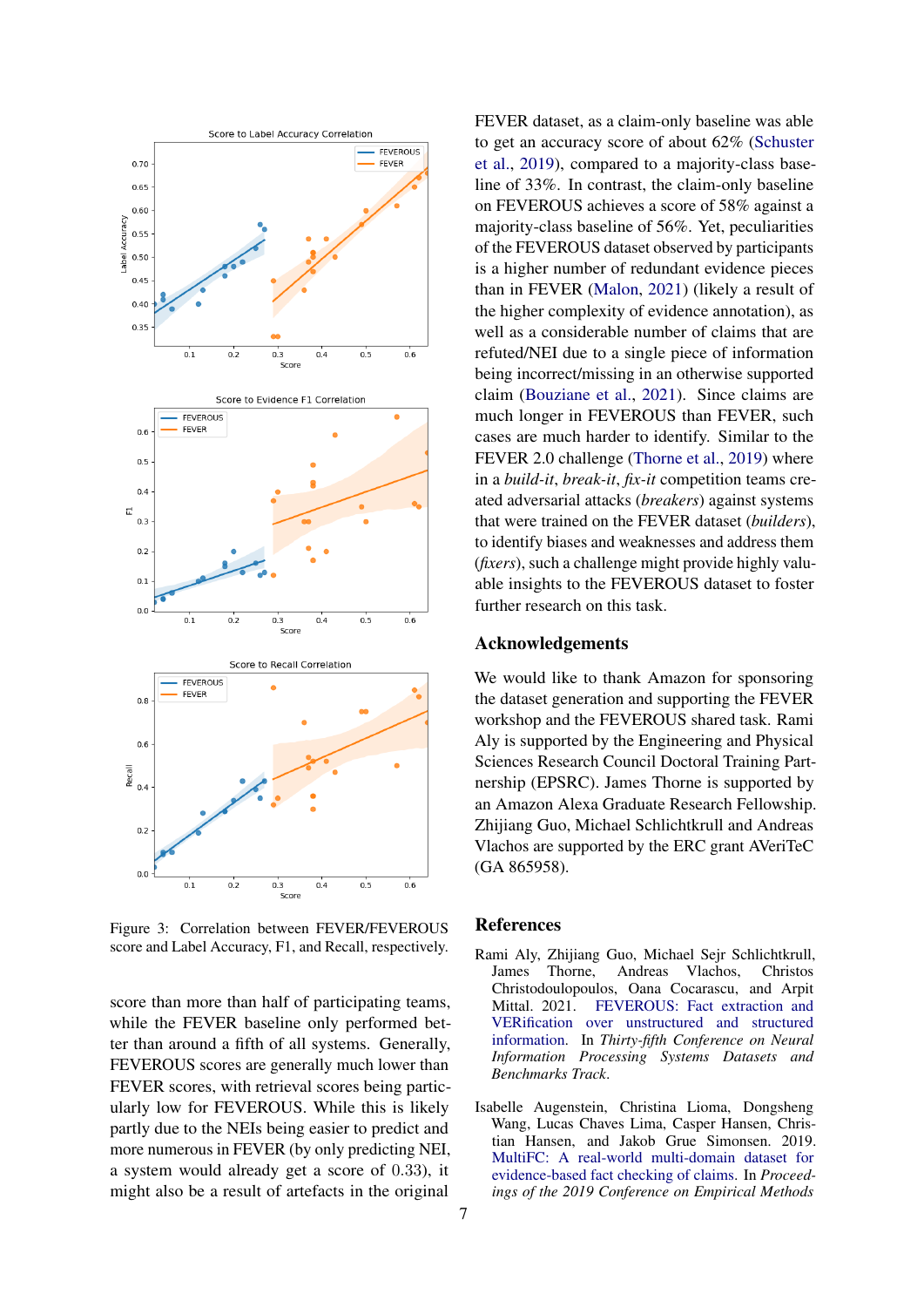Figure 3: Correlation between FEVER/FEVEROUS score and Label Accuracy, F1, and Recall, respectively.

score than more than half of participating teams, while the FEVER baseline only performed better than around a fifth of all systems. Generally, FEVEROUS scores are generally much lower than FEVER scores, with retrieval scores being particularly low for FEVEROUS. While this is likely partly due to the NEIs being easier to predict and more numerous in FEVER (by only predicting NEI, a system would already get a score of 0.33), it might also be a result of artefacts in the original FEVER dataset, as a claim-only baseline was able to get an accuracy score of about 62% (Schuster et al., 2019), compared to a majority-class baseline of 33%. In contrast, the claim-only baseline on FEVEROUS achieves a score of 58% against a majority-class baseline of 56%. Yet, peculiarities of the FEVEROUS dataset observed by participants is a higher number of redundant evidence pieces than in FEVER (Malon, 2021) (likely a result of the higher complexity of evidence annotation), as well as a considerable number of claims that are refuted/NEI due to a single piece of information being incorrect/missing in an otherwise supported claim (Bouziane et al., 2021). Since claims are much longer in FEVEROUS than FEVER, such cases are much harder to identify. Similar to the FEVER 2.0 challenge (Thorne et al., 2019) where in a *build-it*, *break-it*, *fix-it* competition teams created adversarial attacks (*breakers*) against systems that were trained on the FEVER dataset (*builders*), to identify biases and weaknesses and address them (*fixers*), such a challenge might provide highly valuable insights to the FEVEROUS dataset to foster further research on this task.

## Acknowledgements

We would like to thank Amazon for sponsoring the dataset generation and supporting the FEVER workshop and the FEVEROUS shared task. Rami Aly is supported by the Engineering and Physical Sciences Research Council Doctoral Training Partnership (EPSRC). James Thorne is supported by an Amazon Alexa Graduate Research Fellowship. Zhijiang Guo, Michael Schlichtkrull and Andreas Vlachos are supported by the ERC grant AVeriTeC (GA 865958).

## References

Rami Aly, Zhijiang Guo, Michael Sejr Schlichtkrull, James Thorne, Andreas Vlachos, Christos Christodoulopoulos, Oana Cocarascu, and Arpit Mittal. 2021. FEVEROUS: Fact extraction and VERification over unstructured and structured information. In *Thirty-fifth Conference on Neural Information Processing Systems Datasets and Benchmarks Track*.

Isabelle Augenstein, Christina Lioma, Dongsheng Wang, Lucas Chaves Lima, Casper Hansen, Christian Hansen, and Jakob Grue Simonsen. 2019. MultiFC: A real-world multi-domain dataset for evidence-based fact checking of claims. In *Proceedings of the 2019 Conference on Empirical Methods*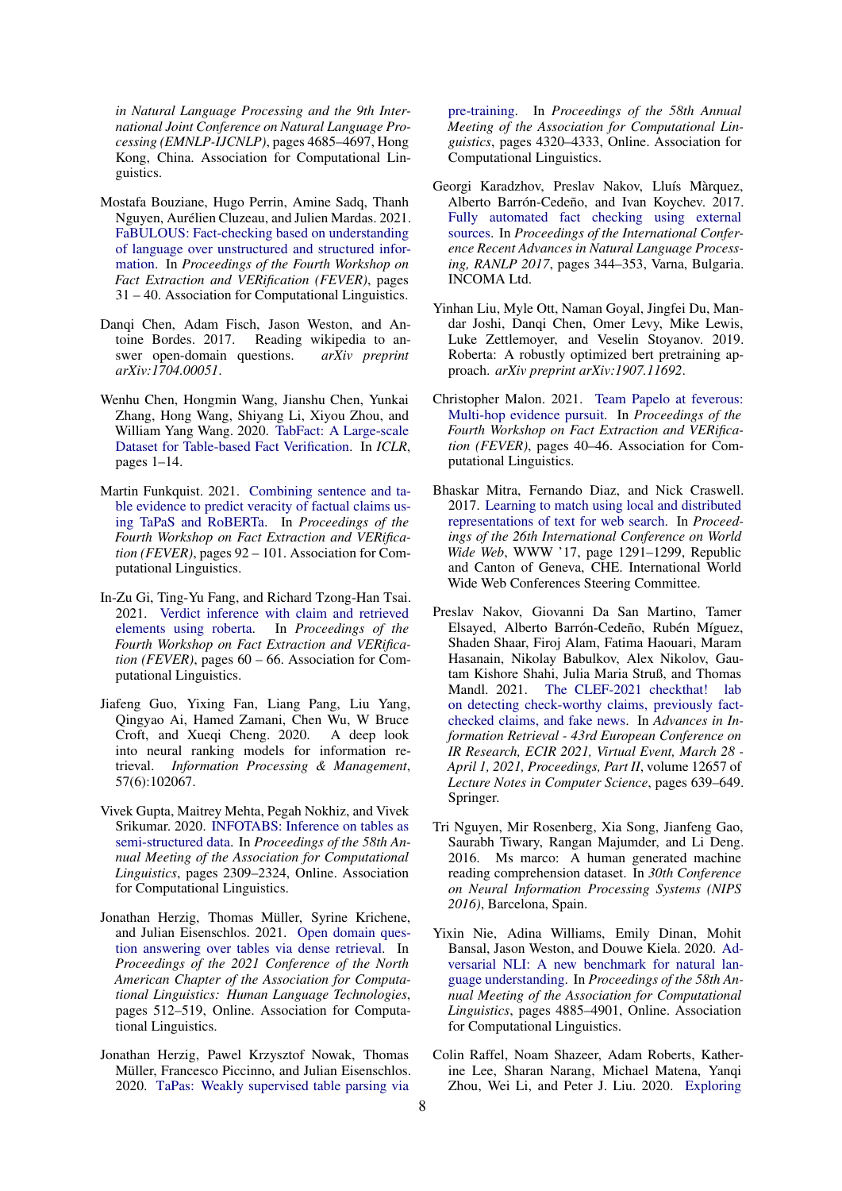in Natural Language Processing and the 9th International Joint Conference on Natural Language Processing (EMNLP-IJCNLP)*, pages 4685–4697, Hong Kong, China. Association for Computational Linguistics.

Mostafa Bouziane, Hugo Perrin, Amine Sadq, Thanh Nguyen, Aurélien Cluzeau, and Julien Mardas. 2021. FaBULOUS: Fact-checking based on understanding of language over unstructured and structured information. In *Proceedings of the Fourth Workshop on Fact Extraction and VERification (FEVER)*, pages 31 – 40. Association for Computational Linguistics.

Danqi Chen, Adam Fisch, Jason Weston, and Antoine Bordes. 2017. Reading wikipedia to answer open-domain questions. *arXiv preprint arXiv:1704.00051*.

Wenhu Chen, Hongmin Wang, Jianshu Chen, Yunkai Zhang, Hong Wang, Shiyang Li, Xiyou Zhou, and William Yang Wang. 2020. TabFact: A Large-scale Dataset for Table-based Fact Verification. In *ICLR*, pages 1–14.

Martin Funkquist. 2021. Combining sentence and table evidence to predict veracity of factual claims using TaPaS and RoBERTa. In *Proceedings of the Fourth Workshop on Fact Extraction and VERification (FEVER)*, pages 92 – 101. Association for Computational Linguistics.

In-Zu Gi, Ting-Yu Fang, and Richard Tzong-Han Tsai. 2021. Verdict inference with claim and retrieved elements using roberta. In *Proceedings of the Fourth Workshop on Fact Extraction and VERification (FEVER)*, pages 60 – 66. Association for Computational Linguistics.

Jiafeng Guo, Yixing Fan, Liang Pang, Liu Yang, Qingyao Ai, Hamed Zamani, Chen Wu, W Bruce Croft, and Xueqi Cheng. 2020. A deep look into neural ranking models for information retrieval. *Information Processing & Management*, 57(6):102067.

Vivek Gupta, Maitrey Mehta, Pegah Nokhiz, and Vivek Srikumar. 2020. INFOTABS: Inference on tables as semi-structured data. In *Proceedings of the 58th Annual Meeting of the Association for Computational Linguistics*, pages 2309–2324, Online. Association for Computational Linguistics.

Jonathan Herzig, Thomas Müller, Syrine Krichene, and Julian Eisenschlos. 2021. Open domain question answering over tables via dense retrieval. In *Proceedings of the 2021 Conference of the North American Chapter of the Association for Computational Linguistics: Human Language Technologies*, pages 512–519, Online. Association for Computational Linguistics.

Jonathan Herzig, Pawel Krzysztof Nowak, Thomas Müller, Francesco Piccinno, and Julian Eisenschlos. 2020. TaPas: Weakly supervised table parsing via pre-training. In *Proceedings of the 58th Annual Meeting of the Association for Computational Linguistics*, pages 4320–4333, Online. Association for Computational Linguistics.

Georgi Karadzhov, Preslav Nakov, Lluís Màrquez, Alberto Barrón-Cedeño, and Ivan Koychev. 2017. Fully automated fact checking using external sources. In *Proceedings of the International Conference Recent Advances in Natural Language Processing, RANLP 2017*, pages 344–353, Varna, Bulgaria. INCOMA Ltd.

Yinhan Liu, Myle Ott, Naman Goyal, Jingfei Du, Mandar Joshi, Danqi Chen, Omer Levy, Mike Lewis, Luke Zettlemoyer, and Veselin Stoyanov. 2019. Roberta: A robustly optimized bert pretraining approach. *arXiv preprint arXiv:1907.11692*.

Christopher Malon. 2021. Team Papelo at feverous: Multi-hop evidence pursuit. In *Proceedings of the Fourth Workshop on Fact Extraction and VERification (FEVER)*, pages 40–46. Association for Computational Linguistics.

Bhaskar Mitra, Fernando Diaz, and Nick Craswell. 2017. Learning to match using local and distributed representations of text for web search. In *Proceedings of the 26th International Conference on World Wide Web*, WWW '17, page 1291–1299, Republic and Canton of Geneva, CHE. International World Wide Web Conferences Steering Committee.

Preslav Nakov, Giovanni Da San Martino, Tamer Elsayed, Alberto Barrón-Cedeño, Rubén Míguez, Shaden Shaar, Firoj Alam, Fatima Haouari, Maram Hasanain, Nikolay Babulkov, Alex Nikolov, Gautam Kishore Shahi, Julia Maria Struß, and Thomas Mandl. 2021. The CLEF-2021 checkthat! lab on detecting check-worthy claims, previously fact-checked claims, and fake news. In *Advances in Information Retrieval - 43rd European Conference on IR Research, ECIR 2021, Virtual Event, March 28 - April 1, 2021, Proceedings, Part II*, volume 12657 of *Lecture Notes in Computer Science*, pages 639–649. Springer.

Tri Nguyen, Mir Rosenberg, Xia Song, Jianfeng Gao, Saurabh Tiwary, Rangan Majumder, and Li Deng. 2016. Ms marco: A human generated machine reading comprehension dataset. In *30th Conference on Neural Information Processing Systems (NIPS 2016)*, Barcelona, Spain.

Yixin Nie, Adina Williams, Emily Dinan, Mohit Bansal, Jason Weston, and Douwe Kiela. 2020. Adversarial NLI: A new benchmark for natural language understanding. In *Proceedings of the 58th Annual Meeting of the Association for Computational Linguistics*, pages 4885–4901, Online. Association for Computational Linguistics.

Colin Raffel, Noam Shazeer, Adam Roberts, Katherine Lee, Sharan Narang, Michael Matena, Yanqi Zhou, Wei Li, and Peter J. Liu. 2020. Exploring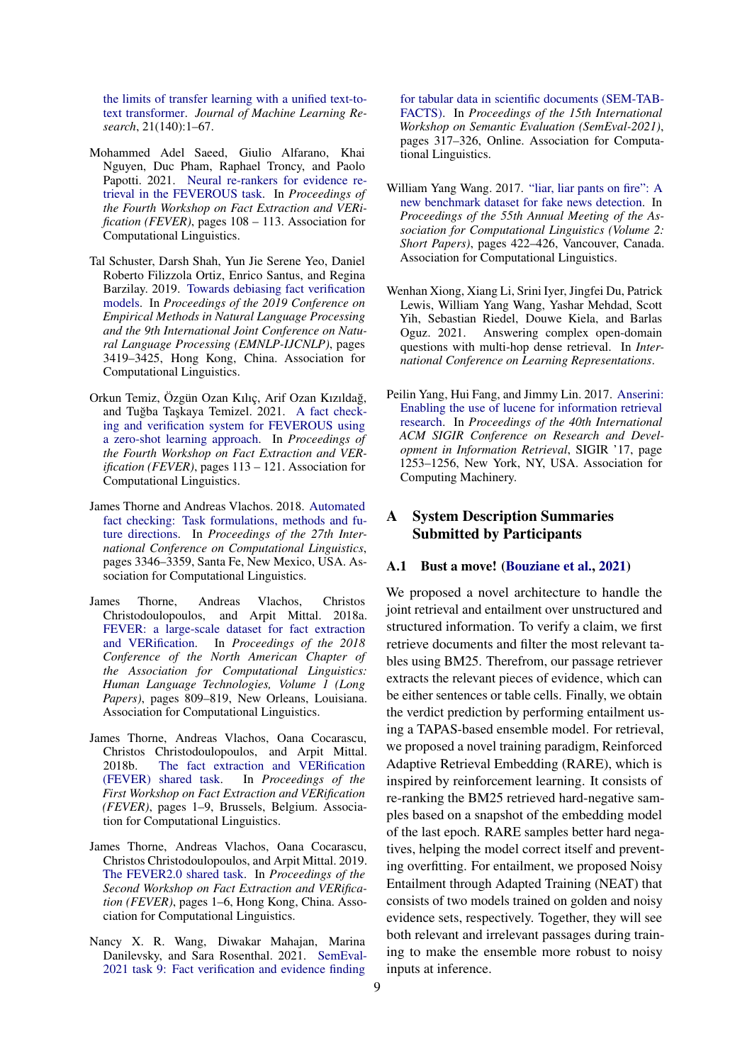the limits of transfer learning with a unified text-to-text transformer. *Journal of Machine Learning Research*, 21(140):1–67.

Mohammed Adel Saeed, Giulio Alfarano, Khai Nguyen, Duc Pham, Raphael Troncy, and Paolo Papotti. 2021. Neural re-rankers for evidence retrieval in the FEVEROUS task. In *Proceedings of the Fourth Workshop on Fact Extraction and VERification (FEVER)*, pages 108 – 113. Association for Computational Linguistics.

Tal Schuster, Darsh Shah, Yun Jie Serene Yeo, Daniel Roberto Filizzola Ortiz, Enrico Santus, and Regina Barzilay. 2019. Towards debiasing fact verification models. In *Proceedings of the 2019 Conference on Empirical Methods in Natural Language Processing and the 9th International Joint Conference on Natural Language Processing (EMNLP-IJCNLP)*, pages 3419–3425, Hong Kong, China. Association for Computational Linguistics.

Orkun Temiz, Özgün Ozan Kılıç, Arif Ozan Kızıldağ, and Tuğba Taşkaya Temizel. 2021. A fact checking and verification system for FEVEROUS using a zero-shot learning approach. In *Proceedings of the Fourth Workshop on Fact Extraction and VERification (FEVER)*, pages 113 – 121. Association for Computational Linguistics.

James Thorne and Andreas Vlachos. 2018. Automated fact checking: Task formulations, methods and future directions. In *Proceedings of the 27th International Conference on Computational Linguistics*, pages 3346–3359, Santa Fe, New Mexico, USA. Association for Computational Linguistics.

James Thorne, Andreas Vlachos, Christos Christodoulopoulos, and Arpit Mittal. 2018a. FEVER: a large-scale dataset for fact extraction and VERification. In *Proceedings of the 2018 Conference of the North American Chapter of the Association for Computational Linguistics: Human Language Technologies, Volume 1 (Long Papers)*, pages 809–819, New Orleans, Louisiana. Association for Computational Linguistics.

James Thorne, Andreas Vlachos, Oana Cocarascu, Christos Christodoulopoulos, and Arpit Mittal. 2018b. The fact extraction and VERification (FEVER) shared task. In *Proceedings of the First Workshop on Fact Extraction and VERification (FEVER)*, pages 1–9, Brussels, Belgium. Association for Computational Linguistics.

James Thorne, Andreas Vlachos, Oana Cocarascu, Christos Christodoulopoulos, and Arpit Mittal. 2019. The FEVER2.0 shared task. In *Proceedings of the Second Workshop on Fact Extraction and VERification (FEVER)*, pages 1–6, Hong Kong, China. Association for Computational Linguistics.

Nancy X. R. Wang, Diwakar Mahajan, Marina Danilevsky, and Sara Rosenthal. 2021. SemEval-2021 task 9: Fact verification and evidence finding for tabular data in scientific documents (SEM-TAB-FACTS). In *Proceedings of the 15th International Workshop on Semantic Evaluation (SemEval-2021)*, pages 317–326, Online. Association for Computational Linguistics.

William Yang Wang. 2017. "liar, liar pants on fire": A new benchmark dataset for fake news detection. In *Proceedings of the 55th Annual Meeting of the Association for Computational Linguistics (Volume 2: Short Papers)*, pages 422–426, Vancouver, Canada. Association for Computational Linguistics.

Wenhan Xiong, Xiang Li, Srini Iyer, Jingfei Du, Patrick Lewis, William Yang Wang, Yashar Mehdad, Scott Yih, Sebastian Riedel, Douwe Kiela, and Barlas Oguz. 2021. Answering complex open-domain questions with multi-hop dense retrieval. In *International Conference on Learning Representations*.

Peilin Yang, Hui Fang, and Jimmy Lin. 2017. Anserini: Enabling the use of lucene for information retrieval research. In *Proceedings of the 40th International ACM SIGIR Conference on Research and Development in Information Retrieval*, SIGIR '17, page 1253–1256, New York, NY, USA. Association for Computing Machinery.

# A System Description Summaries Submitted by Participants

## A.1 Bust a move! (Bouziane et al., 2021)

We proposed a novel architecture to handle the joint retrieval and entailment over unstructured and structured information. To verify a claim, we first retrieve documents and filter the most relevant tables using BM25. Therefrom, our passage retriever extracts the relevant pieces of evidence, which can be either sentences or table cells. Finally, we obtain the verdict prediction by performing entailment using a TAPAS-based ensemble model. For retrieval, we proposed a novel training paradigm, Reinforced Adaptive Retrieval Embedding (RARE), which is inspired by reinforcement learning. It consists of re-ranking the BM25 retrieved hard-negative samples based on a snapshot of the embedding model of the last epoch. RARE samples better hard negatives, helping the model correct itself and preventing overfitting. For entailment, we proposed Noisy Entailment through Adapted Training (NEAT) that consists of two models trained on golden and noisy evidence sets, respectively. Together, they will see both relevant and irrelevant passages during training to make the ensemble more robust to noisy inputs at inference.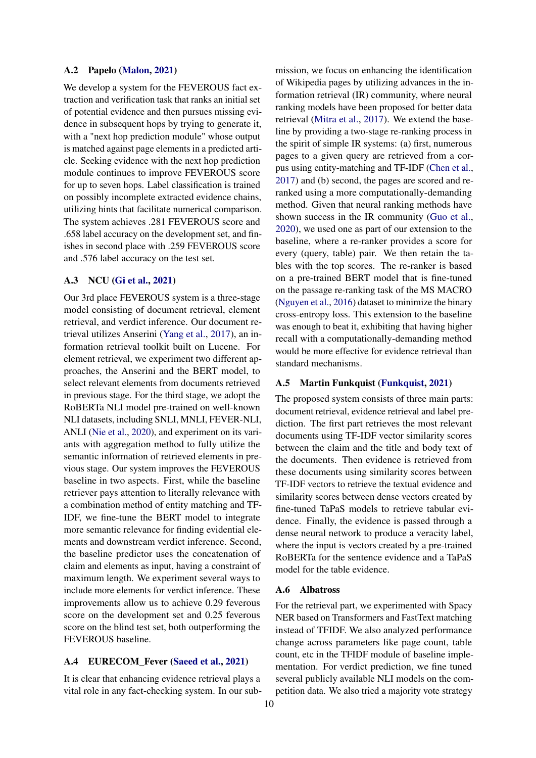### A.2 Papelo (Malon, 2021)

We develop a system for the FEVEROUS fact extraction and verification task that ranks an initial set of potential evidence and then pursues missing evidence in subsequent hops by trying to generate it, with a "next hop prediction module" whose output is matched against page elements in a predicted article. Seeking evidence with the next hop prediction module continues to improve FEVEROUS score for up to seven hops. Label classification is trained on possibly incomplete extracted evidence chains, utilizing hints that facilitate numerical comparison. The system achieves .281 FEVEROUS score and .658 label accuracy on the development set, and finishes in second place with .259 FEVEROUS score and .576 label accuracy on the test set.

### A.3 NCU (Gi et al., 2021)

Our 3rd place FEVEROUS system is a three-stage model consisting of document retrieval, element retrieval, and verdict inference. Our document retrieval utilizes Anserini (Yang et al., 2017), an information retrieval toolkit built on Lucene. For element retrieval, we experiment two different approaches, the Anserini and the BERT model, to select relevant elements from documents retrieved in previous stage. For the third stage, we adopt the RoBERTa NLI model pre-trained on well-known NLI datasets, including SNLI, MNLI, FEVER-NLI, ANLI (Nie et al., 2020), and experiment on its variants with aggregation method to fully utilize the semantic information of retrieved elements in previous stage. Our system improves the FEVEROUS baseline in two aspects. First, while the baseline retriever pays attention to literally relevance with a combination method of entity matching and TF-IDF, we fine-tune the BERT model to integrate more semantic relevance for finding evidential elements and downstream verdict inference. Second, the baseline predictor uses the concatenation of claim and elements as input, having a constraint of maximum length. We experiment several ways to include more elements for verdict inference. These improvements allow us to achieve 0.29 feverous score on the development set and 0.25 feverous score on the blind test set, both outperforming the FEVEROUS baseline.

### A.4 EURECOM_Fever (Saeed et al., 2021)

It is clear that enhancing evidence retrieval plays a vital role in any fact-checking system. In our submission, we focus on enhancing the identification of Wikipedia pages by utilizing advances in the information retrieval (IR) community, where neural ranking models have been proposed for better data retrieval (Mitra et al., 2017). We extend the baseline by providing a two-stage re-ranking process in the spirit of simple IR systems: (a) first, numerous pages to a given query are retrieved from a corpus using entity-matching and TF-IDF (Chen et al., 2017) and (b) second, the pages are scored and reranked using a more computationally-demanding method. Given that neural ranking methods have shown success in the IR community (Guo et al., 2020), we used one as part of our extension to the baseline, where a re-ranker provides a score for every (query, table) pair. We then retain the tables with the top scores. The re-ranker is based on a pre-trained BERT model that is fine-tuned on the passage re-ranking task of the MS MACRO (Nguyen et al., 2016) dataset to minimize the binary cross-entropy loss. This extension to the baseline was enough to beat it, exhibiting that having higher recall with a computationally-demanding method would be more effective for evidence retrieval than standard mechanisms.

### A.5 Martin Funkquist (Funkquist, 2021)

The proposed system consists of three main parts: document retrieval, evidence retrieval and label prediction. The first part retrieves the most relevant documents using TF-IDF vector similarity scores between the claim and the title and body text of the documents. Then evidence is retrieved from these documents using similarity scores between TF-IDF vectors to retrieve the textual evidence and similarity scores between dense vectors created by fine-tuned TaPaS models to retrieve tabular evidence. Finally, the evidence is passed through a dense neural network to produce a veracity label, where the input is vectors created by a pre-trained RoBERTa for the sentence evidence and a TaPaS model for the table evidence.

### A.6 Albatross

For the retrieval part, we experimented with Spacy NER based on Transformers and FastText matching instead of TFIDF. We also analyzed performance change across parameters like page count, table count, etc in the TFIDF module of baseline implementation. For verdict prediction, we fine tuned several publicly available NLI models on the competition data. We also tried a majority vote strategy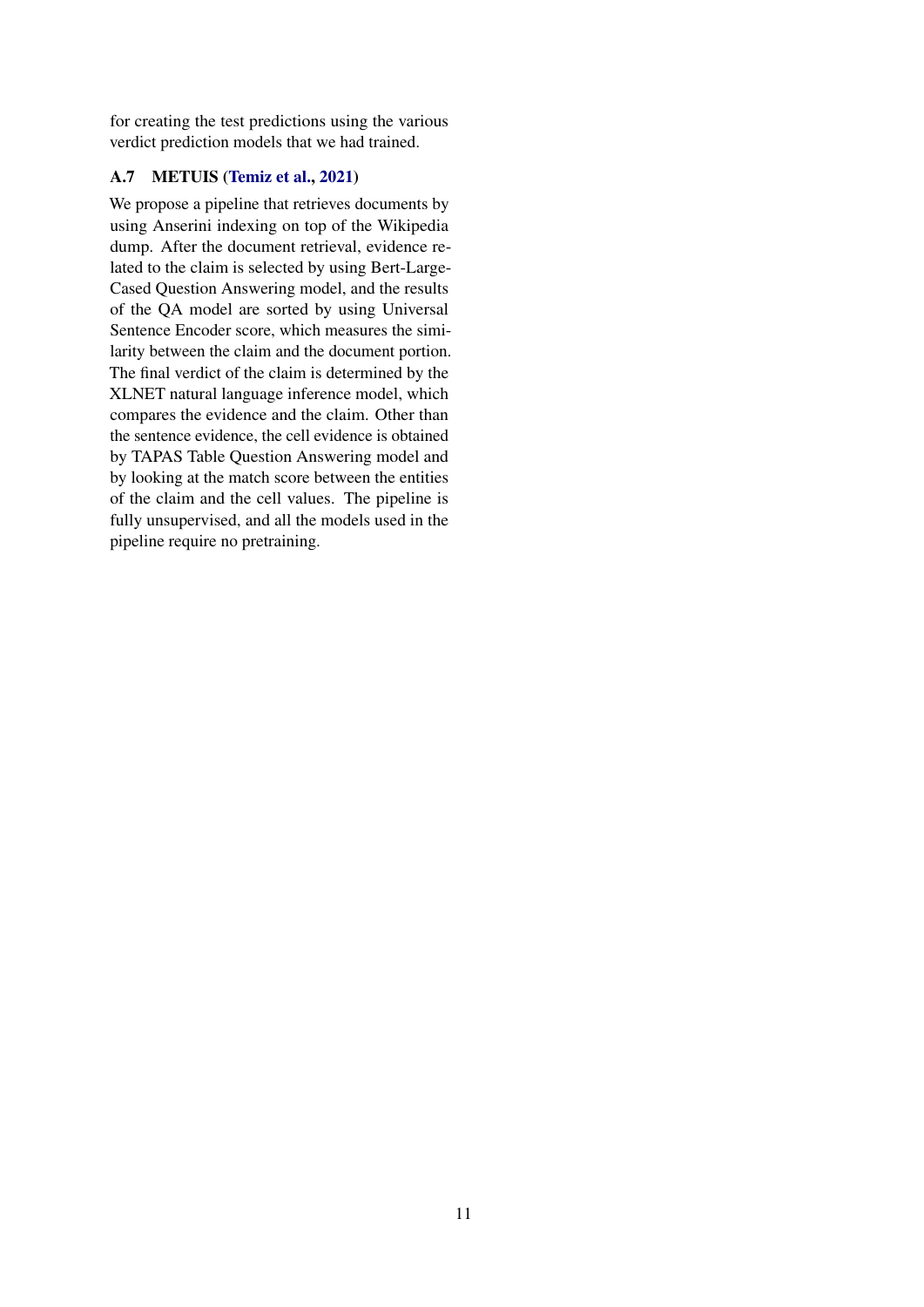for creating the test predictions using the various verdict prediction models that we had trained.

### A.7 METUIS (Temiz et al., 2021)

We propose a pipeline that retrieves documents by using Anserini indexing on top of the Wikipedia dump. After the document retrieval, evidence related to the claim is selected by using Bert-Large-Cased Question Answering model, and the results of the QA model are sorted by using Universal Sentence Encoder score, which measures the similarity between the claim and the document portion. The final verdict of the claim is determined by the XLNET natural language inference model, which compares the evidence and the claim. Other than the sentence evidence, the cell evidence is obtained by TAPAS Table Question Answering model and by looking at the match score between the entities of the claim and the cell values. The pipeline is fully unsupervised, and all the models used in the pipeline require no pretraining.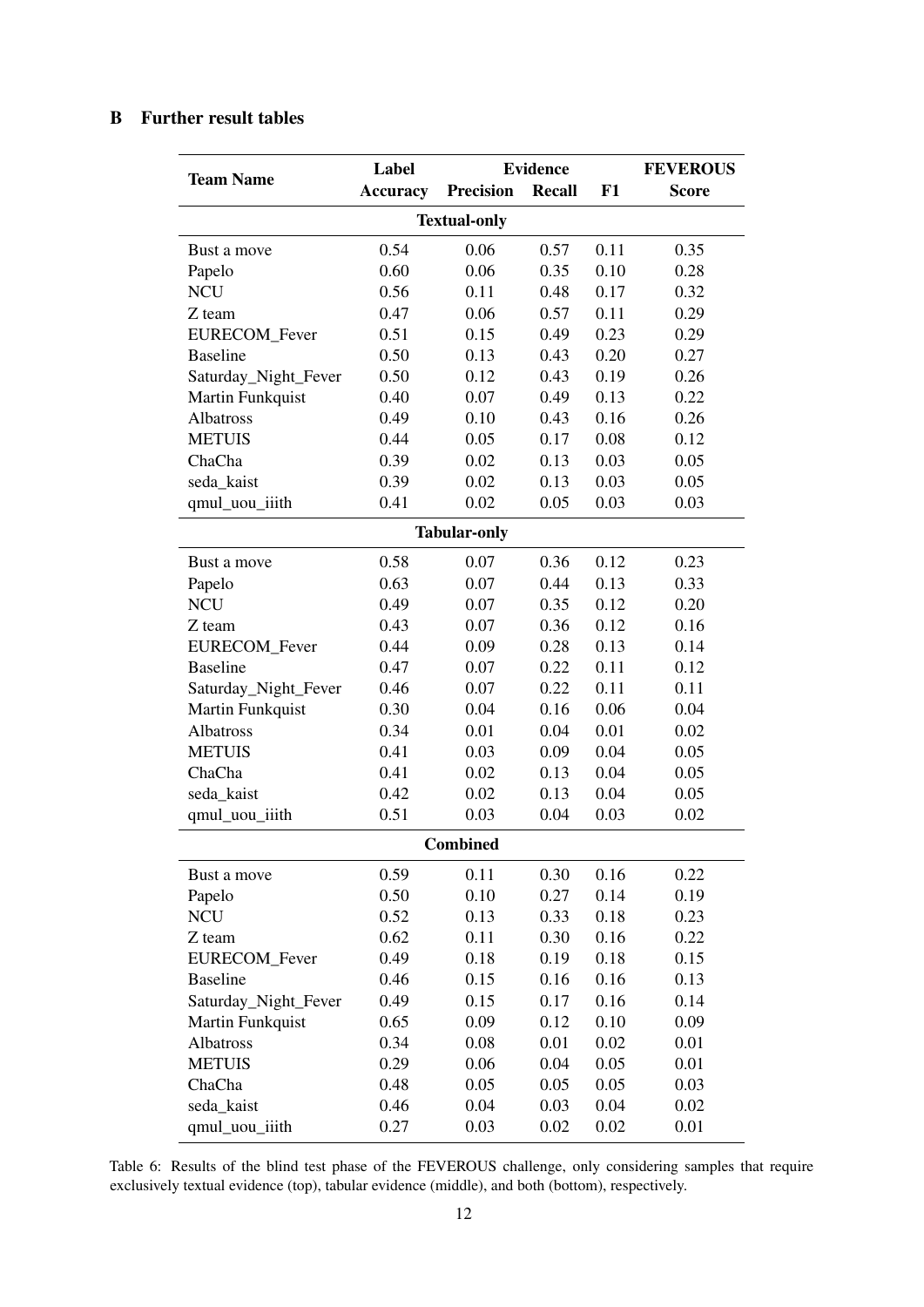## B Further result tables

| Team Name | Label Accuracy | Evidence Precision | Evidence Recall | Evidence F1 | FEVEROUS Score |
|---|---|---|---|---|---|
| **Textual-only** | | | | | |
| Bust a move | 0.54 | 0.06 | 0.57 | 0.11 | 0.35 |
| Papelo | 0.60 | 0.06 | 0.35 | 0.10 | 0.28 |
| NCU | 0.56 | 0.11 | 0.48 | 0.17 | 0.32 |
| Z team | 0.47 | 0.06 | 0.57 | 0.11 | 0.29 |
| EURECOM_Fever | 0.51 | 0.15 | 0.49 | 0.23 | 0.29 |
| Baseline | 0.50 | 0.13 | 0.43 | 0.20 | 0.27 |
| Saturday_Night_Fever | 0.50 | 0.12 | 0.43 | 0.19 | 0.26 |
| Martin Funkquist | 0.40 | 0.07 | 0.49 | 0.13 | 0.22 |
| Albatross | 0.49 | 0.10 | 0.43 | 0.16 | 0.26 |
| METUIS | 0.44 | 0.05 | 0.17 | 0.08 | 0.12 |
| ChaCha | 0.39 | 0.02 | 0.13 | 0.03 | 0.05 |
| seda_kaist | 0.39 | 0.02 | 0.13 | 0.03 | 0.05 |
| qmul_uou_iiith | 0.41 | 0.02 | 0.05 | 0.03 | 0.03 |
| **Tabular-only** | | | | | |
| Bust a move | 0.58 | 0.07 | 0.36 | 0.12 | 0.23 |
| Papelo | 0.63 | 0.07 | 0.44 | 0.13 | 0.33 |
| NCU | 0.49 | 0.07 | 0.35 | 0.12 | 0.20 |
| Z team | 0.43 | 0.07 | 0.36 | 0.12 | 0.16 |
| EURECOM_Fever | 0.44 | 0.09 | 0.28 | 0.13 | 0.14 |
| Baseline | 0.47 | 0.07 | 0.22 | 0.11 | 0.12 |
| Saturday_Night_Fever | 0.46 | 0.07 | 0.22 | 0.11 | 0.11 |
| Martin Funkquist | 0.30 | 0.04 | 0.16 | 0.06 | 0.04 |
| Albatross | 0.34 | 0.01 | 0.04 | 0.01 | 0.02 |
| METUIS | 0.41 | 0.03 | 0.09 | 0.04 | 0.05 |
| ChaCha | 0.41 | 0.02 | 0.13 | 0.04 | 0.05 |
| seda_kaist | 0.42 | 0.02 | 0.13 | 0.04 | 0.05 |
| qmul_uou_iiith | 0.51 | 0.03 | 0.04 | 0.03 | 0.02 |
| **Combined** | | | | | |
| Bust a move | 0.59 | 0.11 | 0.30 | 0.16 | 0.22 |
| Papelo | 0.50 | 0.10 | 0.27 | 0.14 | 0.19 |
| NCU | 0.52 | 0.13 | 0.33 | 0.18 | 0.23 |
| Z team | 0.62 | 0.11 | 0.30 | 0.16 | 0.22 |
| EURECOM_Fever | 0.49 | 0.18 | 0.19 | 0.18 | 0.15 |
| Baseline | 0.46 | 0.15 | 0.16 | 0.16 | 0.13 |
| Saturday_Night_Fever | 0.49 | 0.15 | 0.17 | 0.16 | 0.14 |
| Martin Funkquist | 0.65 | 0.09 | 0.12 | 0.10 | 0.09 |
| Albatross | 0.34 | 0.08 | 0.01 | 0.02 | 0.01 |
| METUIS | 0.29 | 0.06 | 0.04 | 0.05 | 0.01 |
| ChaCha | 0.48 | 0.05 | 0.05 | 0.05 | 0.03 |
| seda_kaist | 0.46 | 0.04 | 0.03 | 0.04 | 0.02 |
| qmul_uou_iiith | 0.27 | 0.03 | 0.02 | 0.02 | 0.01 |

Table 6: Results of the blind test phase of the FEVEROUS challenge, only considering samples that require exclusively textual evidence (top), tabular evidence (middle), and both (bottom), respectively.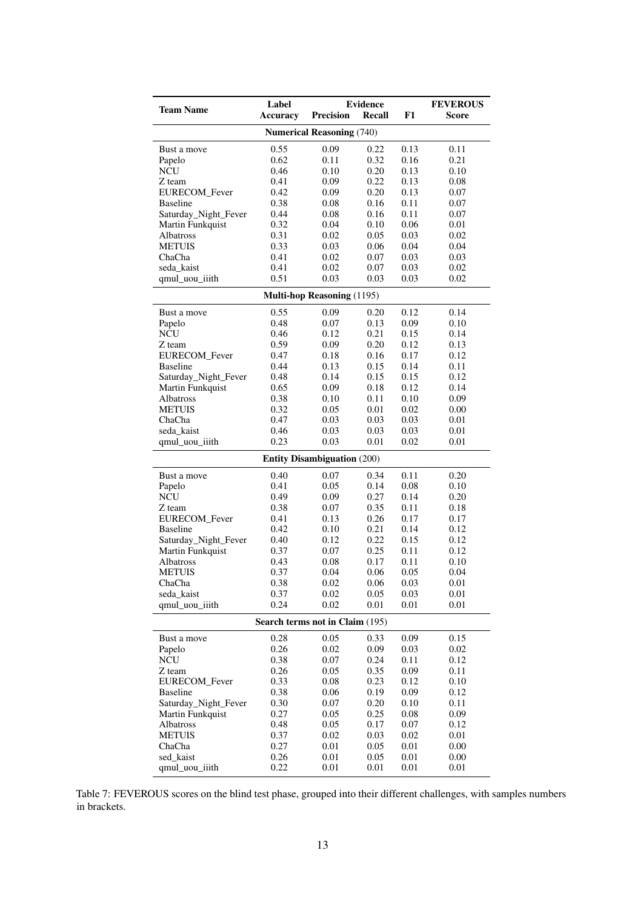| Team Name | Label Accuracy | Evidence Precision | Evidence Recall | Evidence F1 | FEVEROUS Score |
|---|---|---|---|---|---|
| **Numerical Reasoning** (740) | | | | | |
| Bust a move | 0.55 | 0.09 | 0.22 | 0.13 | 0.11 |
| Papelo | 0.62 | 0.11 | 0.32 | 0.16 | 0.21 |
| NCU | 0.46 | 0.10 | 0.20 | 0.13 | 0.10 |
| Z team | 0.41 | 0.09 | 0.22 | 0.13 | 0.08 |
| EURECOM_Fever | 0.42 | 0.09 | 0.20 | 0.13 | 0.07 |
| Baseline | 0.38 | 0.08 | 0.16 | 0.11 | 0.07 |
| Saturday_Night_Fever | 0.44 | 0.08 | 0.16 | 0.11 | 0.07 |
| Martin Funkquist | 0.32 | 0.04 | 0.10 | 0.06 | 0.01 |
| Albatross | 0.31 | 0.02 | 0.05 | 0.03 | 0.02 |
| METUIS | 0.33 | 0.03 | 0.06 | 0.04 | 0.04 |
| ChaCha | 0.41 | 0.02 | 0.07 | 0.03 | 0.03 |
| seda_kaist | 0.41 | 0.02 | 0.07 | 0.03 | 0.02 |
| qmul_uou_iiith | 0.51 | 0.03 | 0.03 | 0.03 | 0.02 |
| **Multi-hop Reasoning** (1195) | | | | | |
| Bust a move | 0.55 | 0.09 | 0.20 | 0.12 | 0.14 |
| Papelo | 0.48 | 0.07 | 0.13 | 0.09 | 0.10 |
| NCU | 0.46 | 0.12 | 0.21 | 0.15 | 0.14 |
| Z team | 0.59 | 0.09 | 0.20 | 0.12 | 0.13 |
| EURECOM_Fever | 0.47 | 0.18 | 0.16 | 0.17 | 0.12 |
| Baseline | 0.44 | 0.13 | 0.15 | 0.14 | 0.11 |
| Saturday_Night_Fever | 0.48 | 0.14 | 0.15 | 0.15 | 0.12 |
| Martin Funkquist | 0.65 | 0.09 | 0.18 | 0.12 | 0.14 |
| Albatross | 0.38 | 0.10 | 0.11 | 0.10 | 0.09 |
| METUIS | 0.32 | 0.05 | 0.01 | 0.02 | 0.00 |
| ChaCha | 0.47 | 0.03 | 0.03 | 0.03 | 0.01 |
| seda_kaist | 0.46 | 0.03 | 0.03 | 0.03 | 0.01 |
| qmul_uou_iiith | 0.23 | 0.03 | 0.01 | 0.02 | 0.01 |
| **Entity Disambiguation** (200) | | | | | |
| Bust a move | 0.40 | 0.07 | 0.34 | 0.11 | 0.20 |
| Papelo | 0.41 | 0.05 | 0.14 | 0.08 | 0.10 |
| NCU | 0.49 | 0.09 | 0.27 | 0.14 | 0.20 |
| Z team | 0.38 | 0.07 | 0.35 | 0.11 | 0.18 |
| EURECOM_Fever | 0.41 | 0.13 | 0.26 | 0.17 | 0.17 |
| Baseline | 0.42 | 0.10 | 0.21 | 0.14 | 0.12 |
| Saturday_Night_Fever | 0.40 | 0.12 | 0.22 | 0.15 | 0.12 |
| Martin Funkquist | 0.37 | 0.07 | 0.25 | 0.11 | 0.12 |
| Albatross | 0.43 | 0.08 | 0.17 | 0.11 | 0.10 |
| METUIS | 0.37 | 0.04 | 0.06 | 0.05 | 0.04 |
| ChaCha | 0.38 | 0.02 | 0.06 | 0.03 | 0.01 |
| seda_kaist | 0.37 | 0.02 | 0.05 | 0.03 | 0.01 |
| qmul_uou_iiith | 0.24 | 0.02 | 0.01 | 0.01 | 0.01 |
| **Search terms not in Claim** (195) | | | | | |
| Bust a move | 0.28 | 0.05 | 0.33 | 0.09 | 0.15 |
| Papelo | 0.26 | 0.02 | 0.09 | 0.03 | 0.02 |
| NCU | 0.38 | 0.07 | 0.24 | 0.11 | 0.12 |
| Z team | 0.26 | 0.05 | 0.35 | 0.09 | 0.11 |
| EURECOM_Fever | 0.33 | 0.08 | 0.23 | 0.12 | 0.10 |
| Baseline | 0.38 | 0.06 | 0.19 | 0.09 | 0.12 |
| Saturday_Night_Fever | 0.30 | 0.07 | 0.20 | 0.10 | 0.11 |
| Martin Funkquist | 0.27 | 0.05 | 0.25 | 0.08 | 0.09 |
| Albatross | 0.48 | 0.05 | 0.17 | 0.07 | 0.12 |
| METUIS | 0.37 | 0.02 | 0.03 | 0.02 | 0.01 |
| ChaCha | 0.27 | 0.01 | 0.05 | 0.01 | 0.00 |
| sed_kaist | 0.26 | 0.01 | 0.05 | 0.01 | 0.00 |
| qmul_uou_iiith | 0.22 | 0.01 | 0.01 | 0.01 | 0.01 |

Table 7: FEVEROUS scores on the blind test phase, grouped into their different challenges, with samples numbers in brackets.